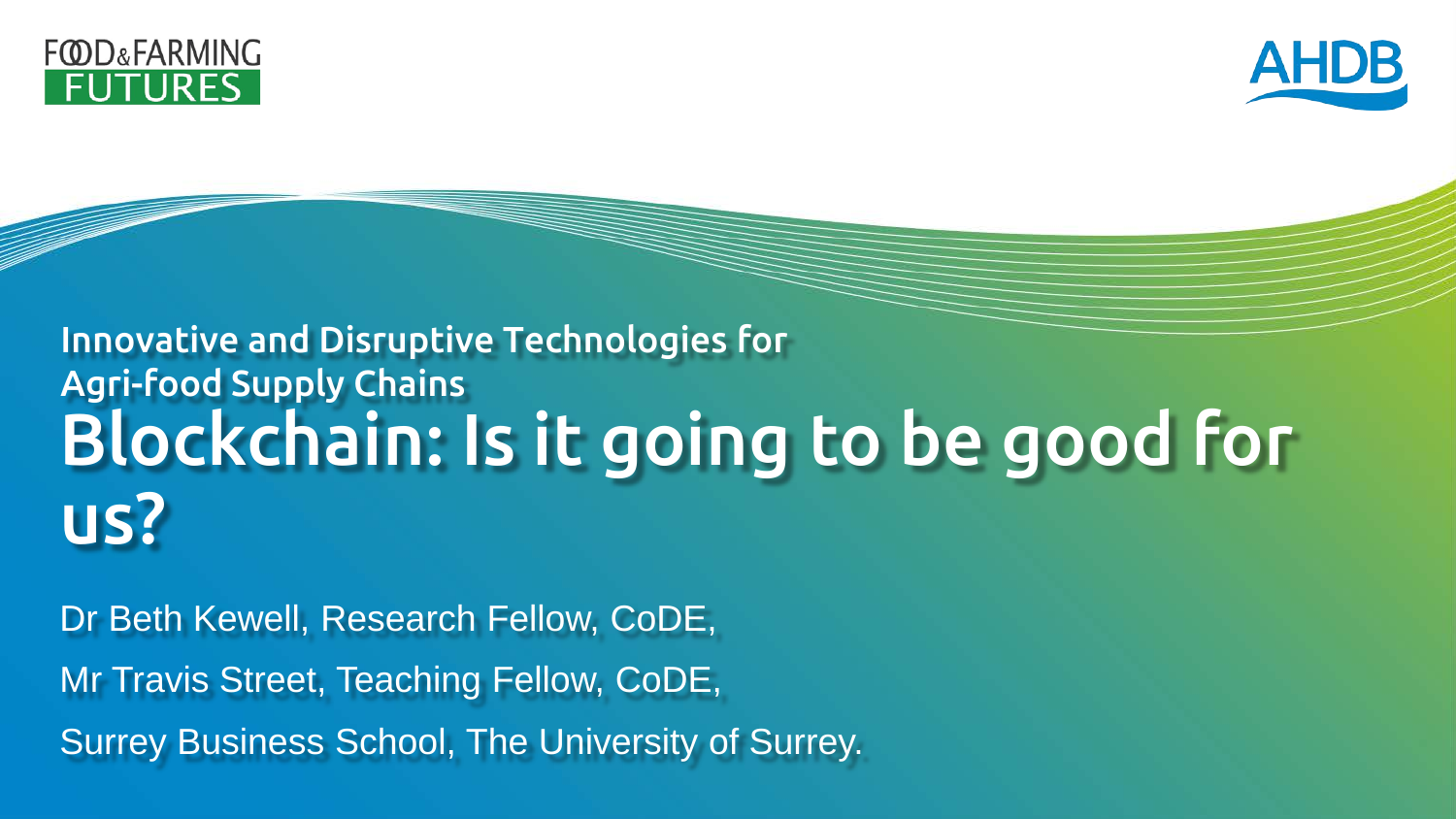FOOD&FARMING FUTURES

AHDB

## Innovative and Disruptive Technologies for Agri-food Supply Chains

# Blockchain: Is it going to be good for us?

Dr Beth Kewell, Research Fellow, CoDE,

Mr Travis Street, Teaching Fellow, CoDE,

Surrey Business School, The University of Surrey.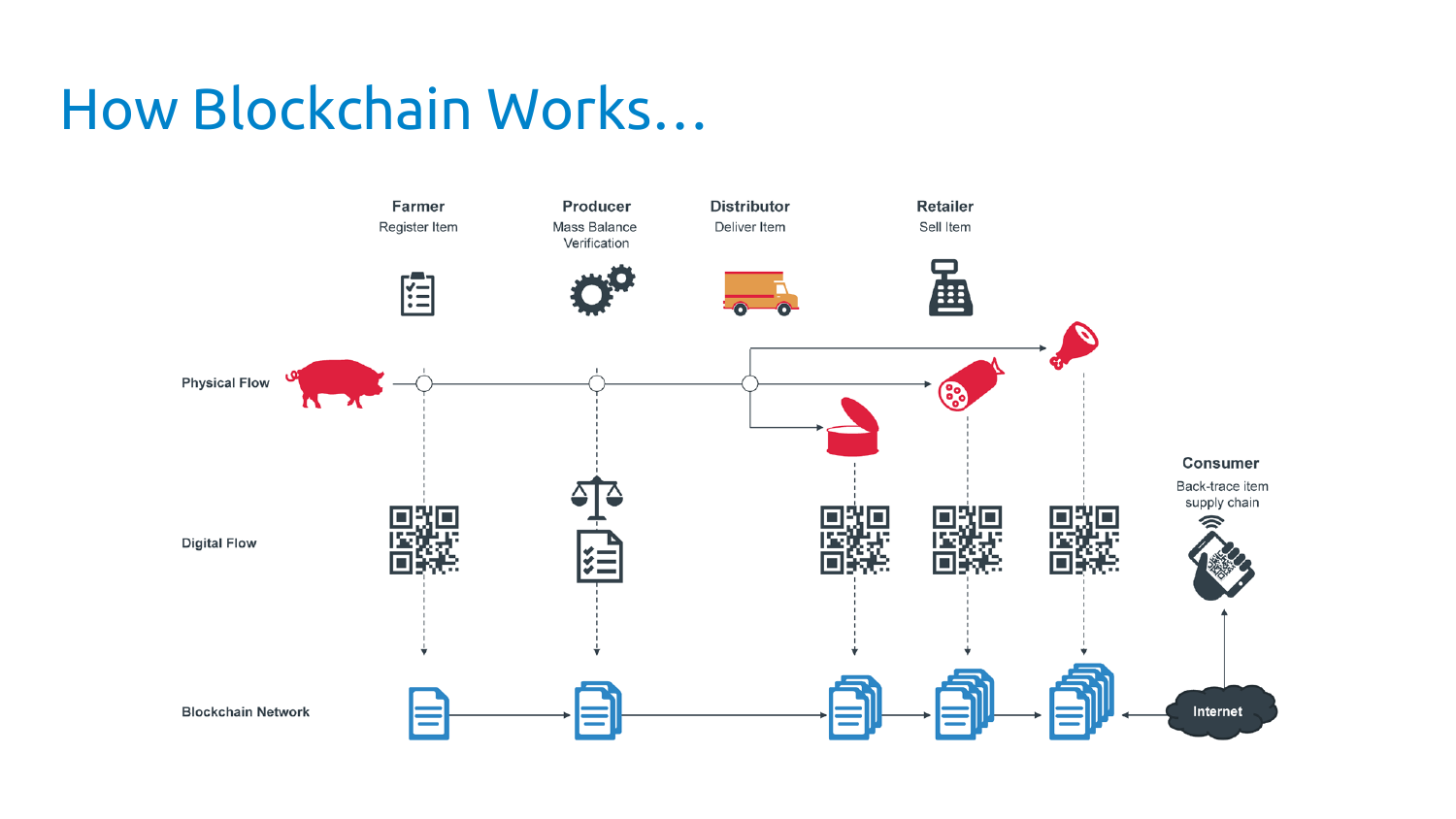# How Blockchain Works…

**Farmer**
Register Item

**Producer**
Mass Balance Verification

**Distributor**
Deliver Item

**Retailer**
Sell Item

**Physical Flow**

**Digital Flow**

**Blockchain Network**

**Consumer**
Back-trace item supply chain

Internet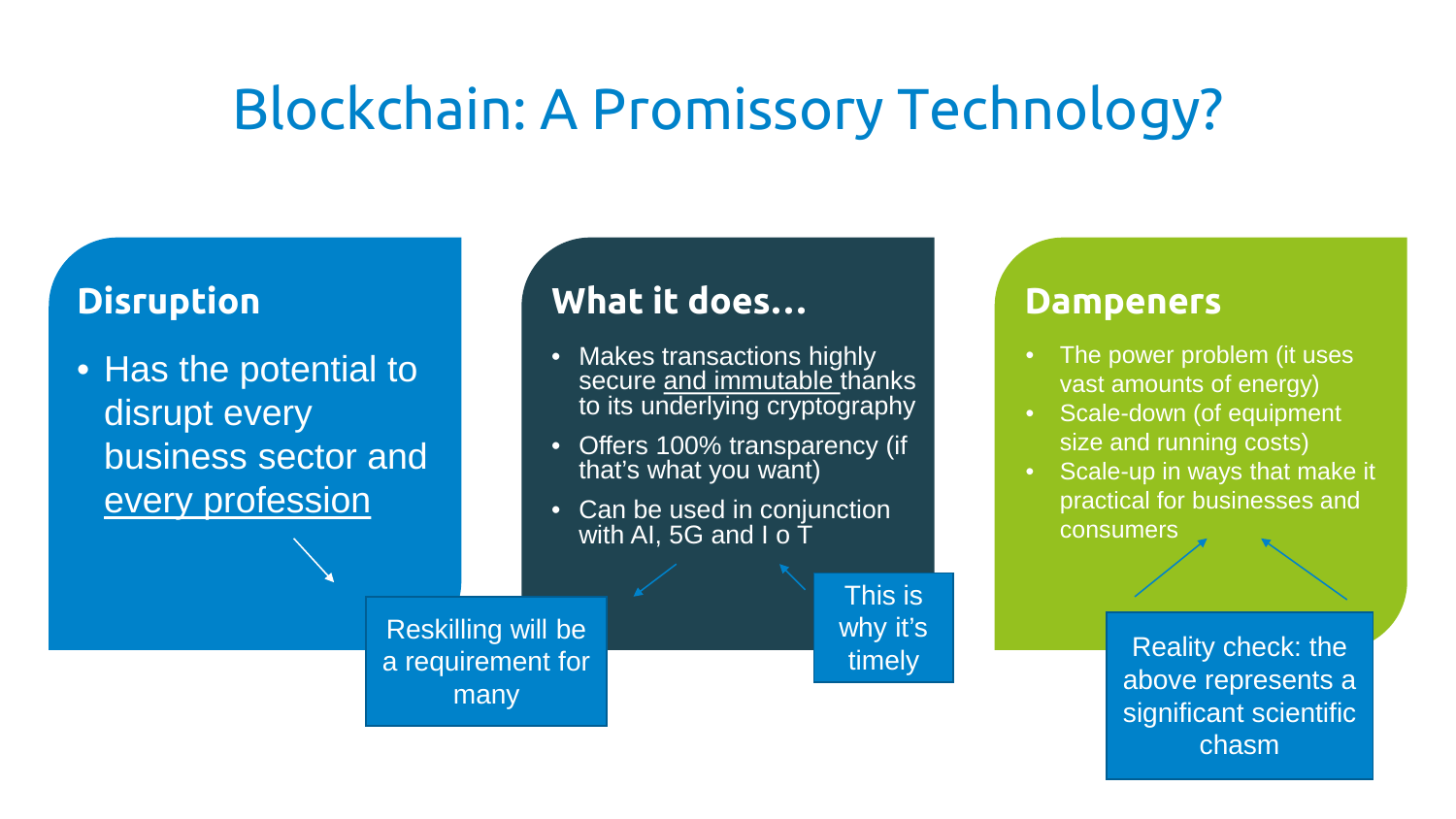# Blockchain: A Promissory Technology?

## Disruption

- Has the potential to disrupt every business sector and every profession

Reskilling will be a requirement for many

## What it does…

- Makes transactions highly secure and immutable thanks to its underlying cryptography
- Offers 100% transparency (if that's what you want)
- Can be used in conjunction with AI, 5G and I o T

This is why it's timely

## Dampeners

- The power problem (it uses vast amounts of energy)
- Scale-down (of equipment size and running costs)
- Scale-up in ways that make it practical for businesses and consumers

Reality check: the above represents a significant scientific chasm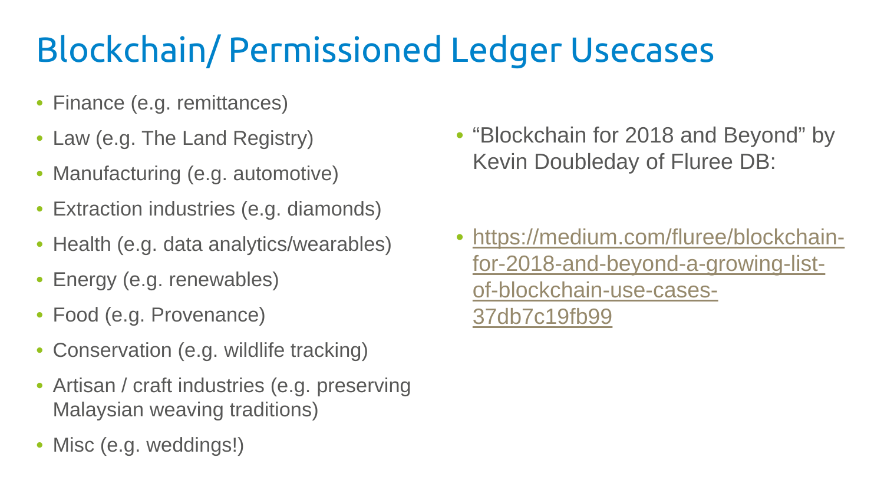# Blockchain/ Permissioned Ledger Usecases

- Finance (e.g. remittances)
- Law (e.g. The Land Registry)
- Manufacturing (e.g. automotive)
- Extraction industries (e.g. diamonds)
- Health (e.g. data analytics/wearables)
- Energy (e.g. renewables)
- Food (e.g. Provenance)
- Conservation (e.g. wildlife tracking)
- Artisan / craft industries (e.g. preserving Malaysian weaving traditions)
- Misc (e.g. weddings!)

- "Blockchain for 2018 and Beyond" by Kevin Doubleday of Fluree DB:
- [https://medium.com/fluree/blockchain-for-2018-and-beyond-a-growing-list-of-blockchain-use-cases-37db7c19fb99](https://medium.com/fluree/blockchain-for-2018-and-beyond-a-growing-list-of-blockchain-use-cases-37db7c19fb99)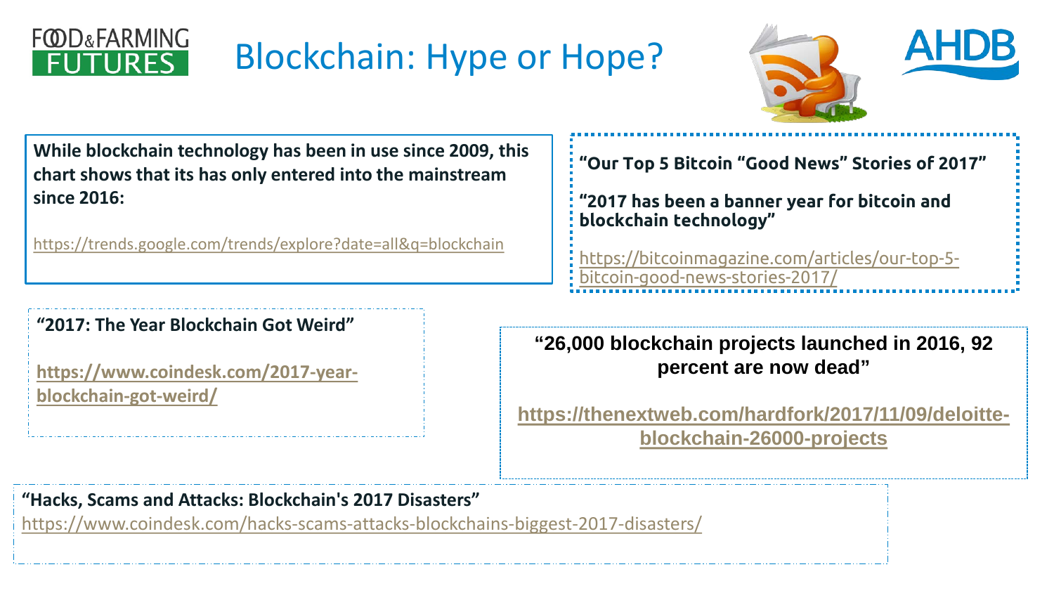# Blockchain: Hype or Hope?

**While blockchain technology has been in use since 2009, this chart shows that its has only entered into the mainstream since 2016:**

https://trends.google.com/trends/explore?date=all&q=blockchain

**"Our Top 5 Bitcoin "Good News" Stories of 2017"**

**"2017 has been a banner year for bitcoin and blockchain technology"**

https://bitcoinmagazine.com/articles/our-top-5-bitcoin-good-news-stories-2017/

**"2017: The Year Blockchain Got Weird"**

**https://www.coindesk.com/2017-year-blockchain-got-weird/**

**"26,000 blockchain projects launched in 2016, 92 percent are now dead"**

**https://thenextweb.com/hardfork/2017/11/09/deloitte-blockchain-26000-projects**

**"Hacks, Scams and Attacks: Blockchain's 2017 Disasters"**

https://www.coindesk.com/hacks-scams-attacks-blockchains-biggest-2017-disasters/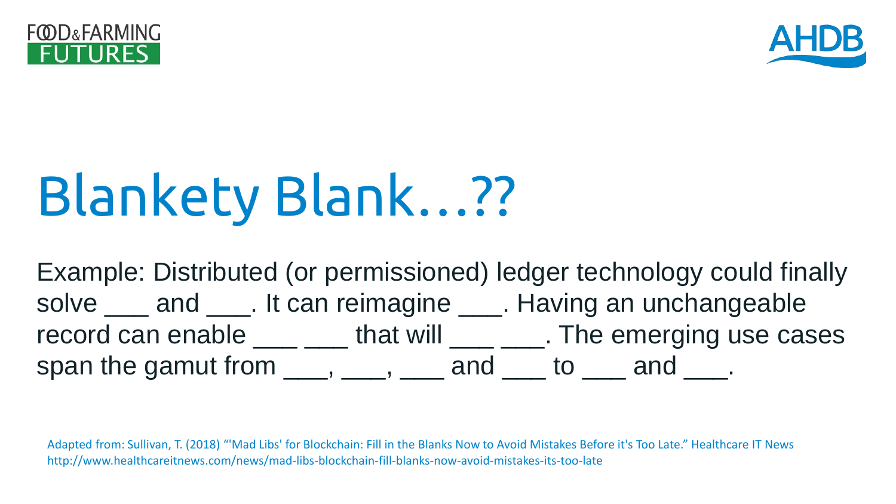# Blankety Blank…??

Example: Distributed (or permissioned) ledger technology could finally solve ___ and ___. It can reimagine ___. Having an unchangeable record can enable ___ ___ that will ___ ___. The emerging use cases span the gamut from ___, ___, ___ and ___ to ___ and ___.

Adapted from: Sullivan, T. (2018) "'Mad Libs' for Blockchain: Fill in the Blanks Now to Avoid Mistakes Before it's Too Late." Healthcare IT News http://www.healthcareitnews.com/news/mad-libs-blockchain-fill-blanks-now-avoid-mistakes-its-too-late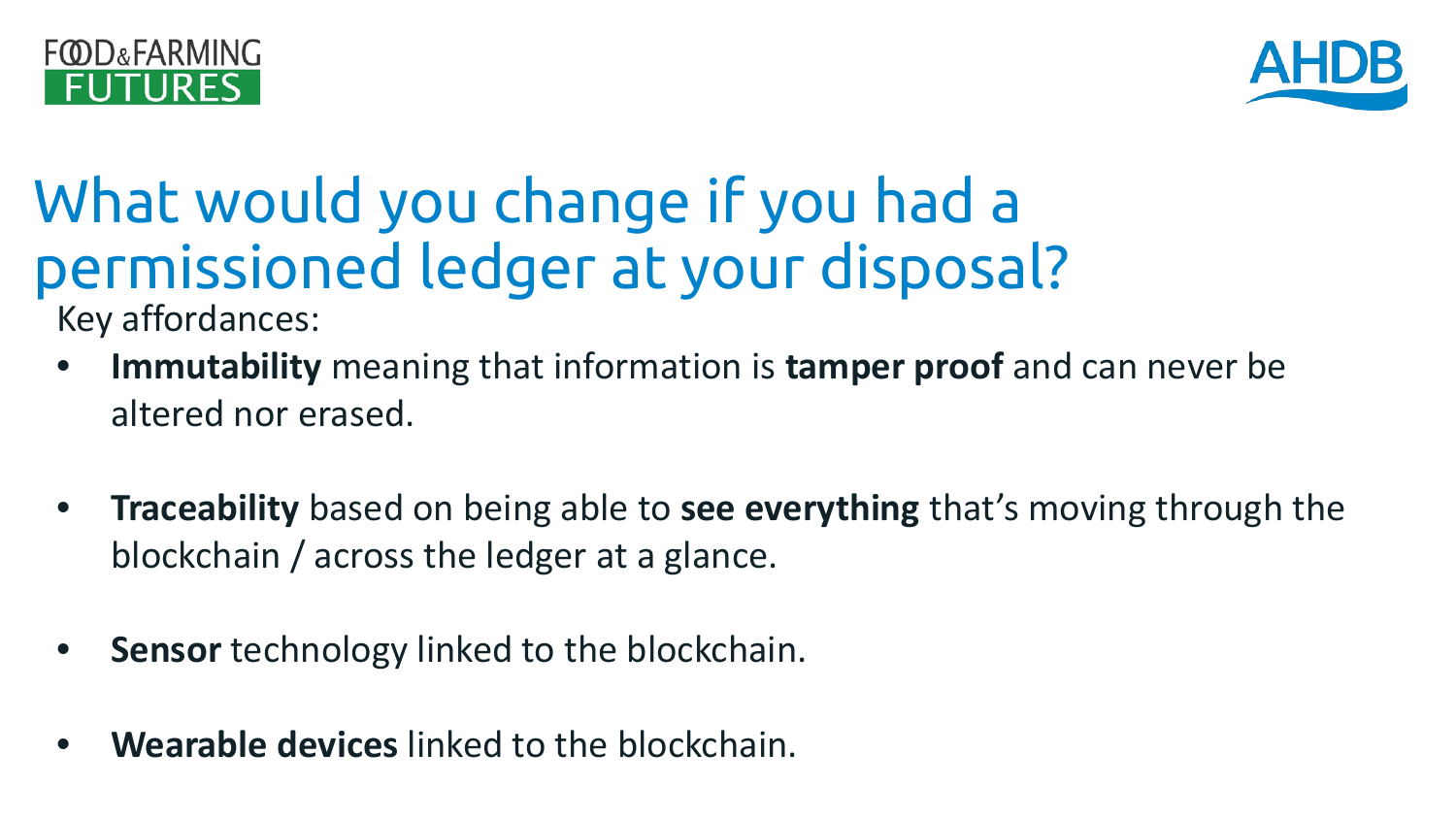# What would you change if you had a permissioned ledger at your disposal?

Key affordances:

- **Immutability** meaning that information is **tamper proof** and can never be altered nor erased.
- **Traceability** based on being able to **see everything** that's moving through the blockchain / across the ledger at a glance.
- **Sensor** technology linked to the blockchain.
- **Wearable devices** linked to the blockchain.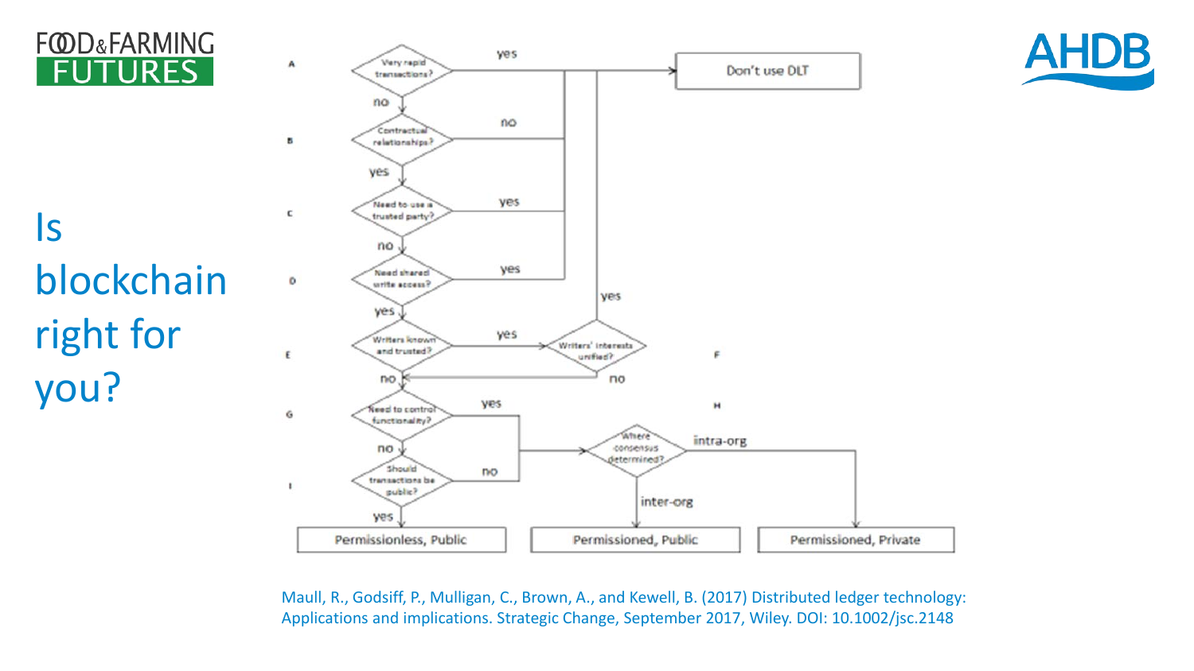# Is blockchain right for you?

A — Very rapid transactions? — yes → Don't use DLT; no ↓

B — Contractual relationships? — no → Don't use DLT; yes ↓

C — Need to use a trusted party? — yes → Don't use DLT; no ↓

D — Need shared write access? — yes → Don't use DLT; yes ↓

E — Writers known and trusted? — yes → F; no ↓

F — Writers' interests unified? — yes → Don't use DLT; no → G

G — Need to control functionality? — yes → H; no ↓

H — Where consensus determined? — intra-org → Permissioned, Private; inter-org → Permissioned, Public

I — Should transactions be public? — no → H; yes → Permissionless, Public

Maull, R., Godsiff, P., Mulligan, C., Brown, A., and Kewell, B. (2017) Distributed ledger technology: Applications and implications. Strategic Change, September 2017, Wiley. DOI: 10.1002/jsc.2148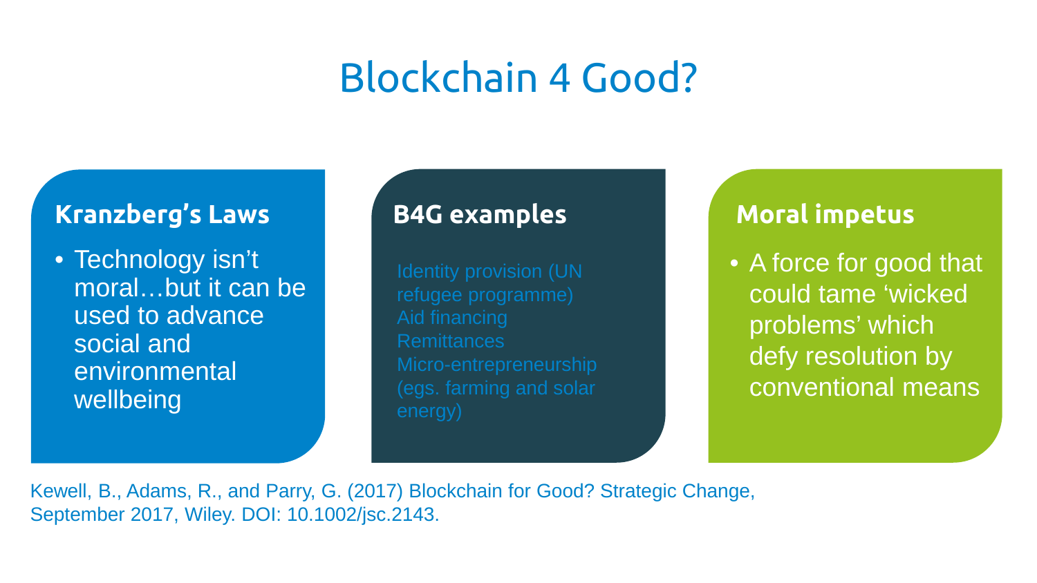# Blockchain 4 Good?

## Kranzberg's Laws

- Technology isn't moral…but it can be used to advance social and environmental wellbeing

## B4G examples

Identity provision (UN refugee programme)
Aid financing
Remittances
Micro-entrepreneurship (egs. farming and solar energy)

## Moral impetus

- A force for good that could tame 'wicked problems' which defy resolution by conventional means

Kewell, B., Adams, R., and Parry, G. (2017) Blockchain for Good? Strategic Change, September 2017, Wiley. DOI: 10.1002/jsc.2143.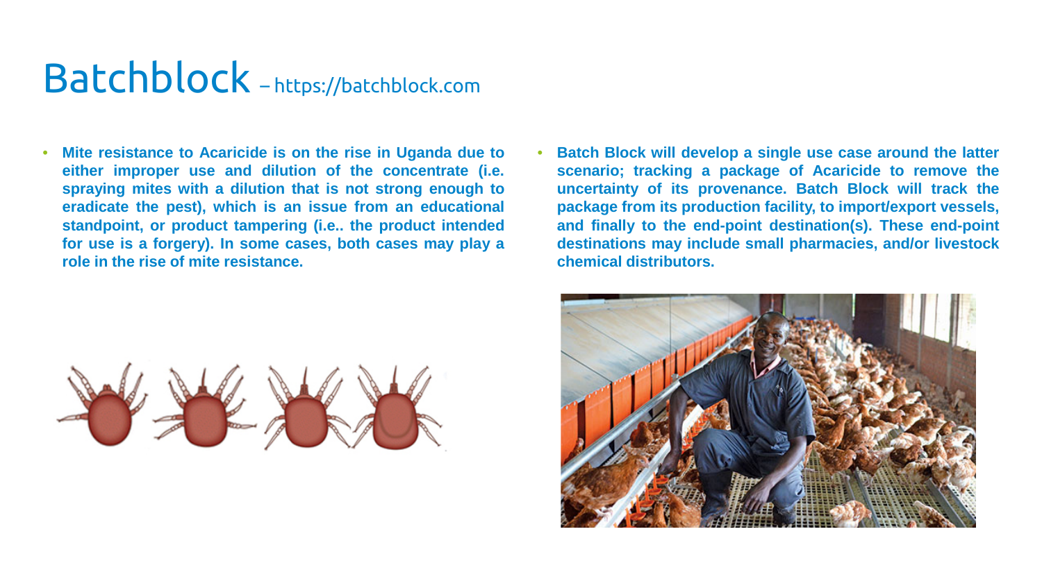# Batchblock – https://batchblock.com

- **Mite resistance to Acaricide is on the rise in Uganda due to either improper use and dilution of the concentrate (i.e. spraying mites with a dilution that is not strong enough to eradicate the pest), which is an issue from an educational standpoint, or product tampering (i.e.. the product intended for use is a forgery). In some cases, both cases may play a role in the rise of mite resistance.**

- **Batch Block will develop a single use case around the latter scenario; tracking a package of Acaricide to remove the uncertainty of its provenance. Batch Block will track the package from its production facility, to import/export vessels, and finally to the end-point destination(s). These end-point destinations may include small pharmacies, and/or livestock chemical distributors.**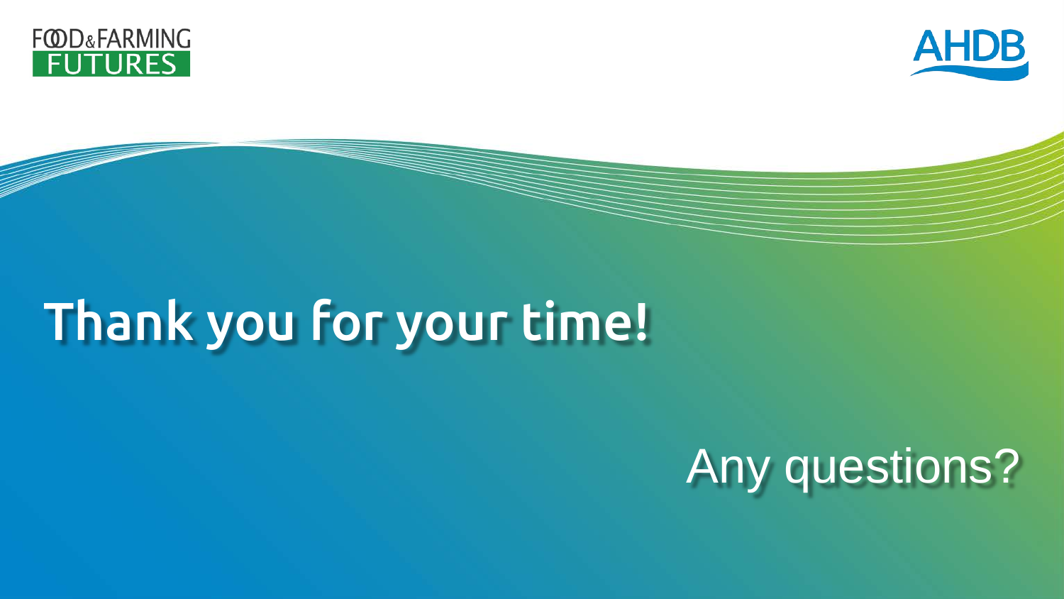# Thank you for your time!

Any questions?